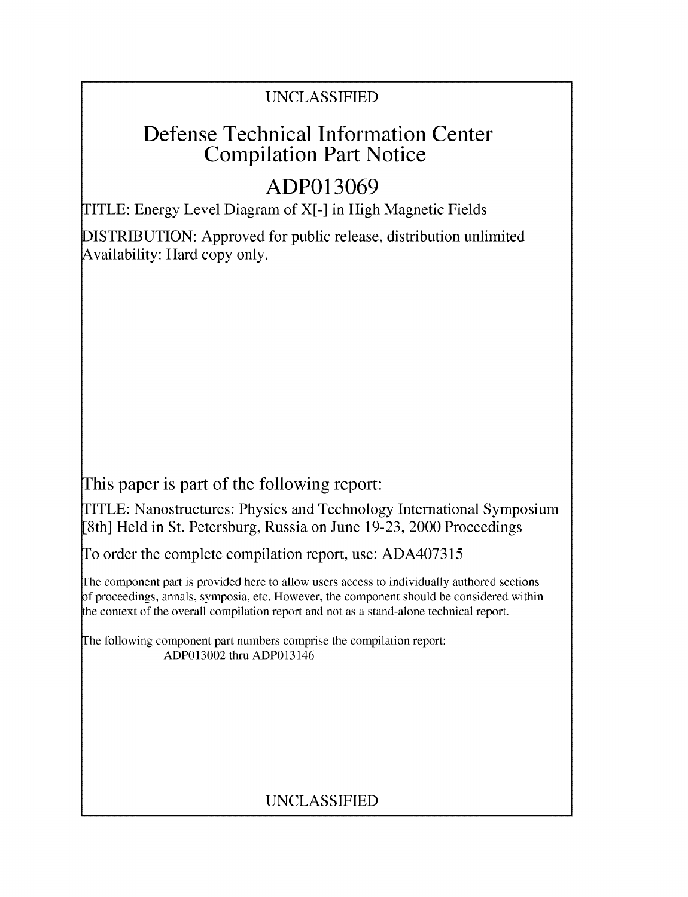UNCLASSIFIED

# Defense Technical Information Center Compilation Part Notice

## ADP013069

TITLE: Energy Level Diagram of X[-] in High Magnetic Fields

DISTRIBUTION: Approved for public release, distribution unlimited
Availability: Hard copy only.

This paper is part of the following report:

TITLE: Nanostructures: Physics and Technology International Symposium [8th] Held in St. Petersburg, Russia on June 19-23, 2000 Proceedings

To order the complete compilation report, use: ADA407315

The component part is provided here to allow users access to individually authored sections of proceedings, annals, symposia, etc. However, the component should be considered within the context of the overall compilation report and not as a stand-alone technical report.

The following component part numbers comprise the compilation report:
ADP013002 thru ADP013146

UNCLASSIFIED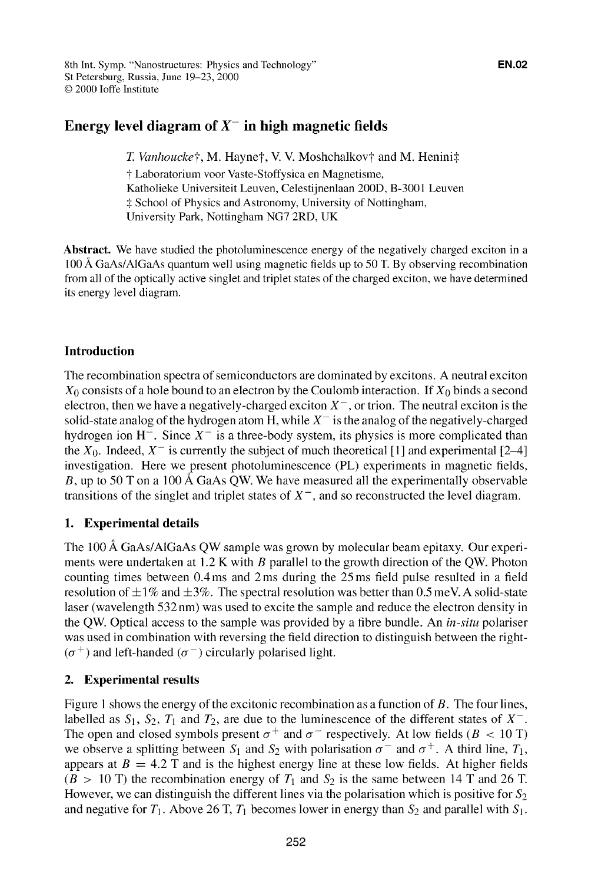8th Int. Symp. "Nanostructures: Physics and Technology"
St Petersburg, Russia, June 19–23, 2000
© 2000 Ioffe Institute

**EN.02**

# Energy level diagram of $X^-$ in high magnetic fields

*T. Vanhoucke*†, M. Hayne†, V. V. Moshchalkov† and M. Henini‡

† Laboratorium voor Vaste-Stoffysica en Magnetisme,
Katholieke Universiteit Leuven, Celestijnenlaan 200D, B-3001 Leuven
‡ School of Physics and Astronomy, University of Nottingham,
University Park, Nottingham NG7 2RD, UK

**Abstract.** We have studied the photoluminescence energy of the negatively charged exciton in a 100 Å GaAs/AlGaAs quantum well using magnetic fields up to 50 T. By observing recombination from all of the optically active singlet and triplet states of the charged exciton, we have determined its energy level diagram.

## Introduction

The recombination spectra of semiconductors are dominated by excitons. A neutral exciton $X_0$ consists of a hole bound to an electron by the Coulomb interaction. If $X_0$ binds a second electron, then we have a negatively-charged exciton $X^-$, or trion. The neutral exciton is the solid-state analog of the hydrogen atom H, while $X^-$ is the analog of the negatively-charged hydrogen ion $H^-$. Since $X^-$ is a three-body system, its physics is more complicated than the $X_0$. Indeed, $X^-$ is currently the subject of much theoretical [1] and experimental [2–4] investigation. Here we present photoluminescence (PL) experiments in magnetic fields, $B$, up to 50 T on a 100 Å GaAs QW. We have measured all the experimentally observable transitions of the singlet and triplet states of $X^-$, and so reconstructed the level diagram.

## 1. Experimental details

The 100 Å GaAs/AlGaAs QW sample was grown by molecular beam epitaxy. Our experiments were undertaken at 1.2 K with $B$ parallel to the growth direction of the QW. Photon counting times between 0.4 ms and 2 ms during the 25 ms field pulse resulted in a field resolution of $\pm 1\%$ and $\pm 3\%$. The spectral resolution was better than 0.5 meV. A solid-state laser (wavelength 532 nm) was used to excite the sample and reduce the electron density in the QW. Optical access to the sample was provided by a fibre bundle. An *in-situ* polariser was used in combination with reversing the field direction to distinguish between the right- ($\sigma^+$) and left-handed ($\sigma^-$) circularly polarised light.

## 2. Experimental results

Figure 1 shows the energy of the excitonic recombination as a function of $B$. The four lines, labelled as $S_1$, $S_2$, $T_1$ and $T_2$, are due to the luminescence of the different states of $X^-$. The open and closed symbols present $\sigma^+$ and $\sigma^-$ respectively. At low fields ($B < 10$ T) we observe a splitting between $S_1$ and $S_2$ with polarisation $\sigma^-$ and $\sigma^+$. A third line, $T_1$, appears at $B = 4.2$ T and is the highest energy line at these low fields. At higher fields ($B > 10$ T) the recombination energy of $T_1$ and $S_2$ is the same between 14 T and 26 T. However, we can distinguish the different lines via the polarisation which is positive for $S_2$ and negative for $T_1$. Above 26 T, $T_1$ becomes lower in energy than $S_2$ and parallel with $S_1$.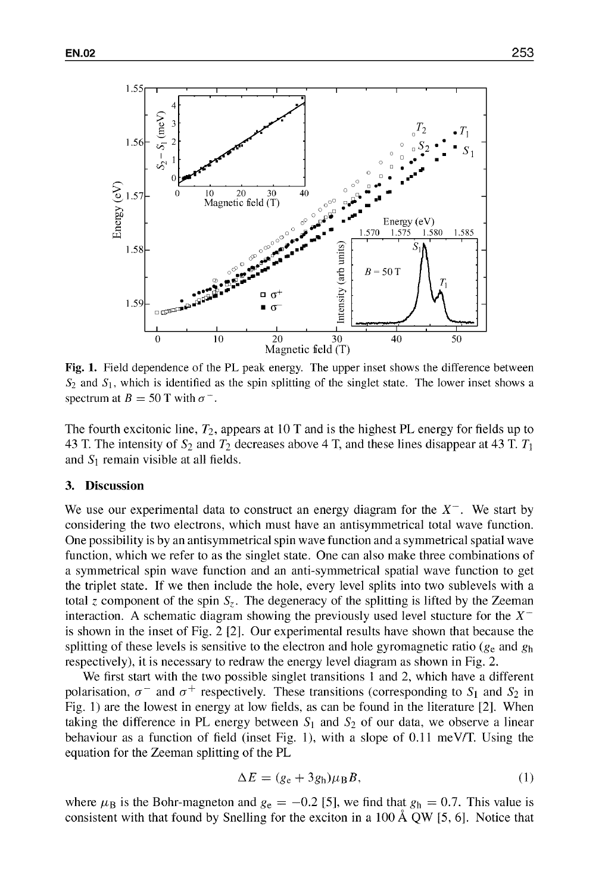1.55
1.56
1.57
1.58
1.59
Energy (eV)
0
10
20
30
40
50
Magnetic field (T)
$T_2$
$T_1$
$S_2$
$S_1$
□ $\sigma^+$
■ $\sigma^-$
$S_2 - S_1$ (meV)
0
1
2
3
4
0
10
20
30
40
Magnetic field (T)
Energy (eV)
1.570
1.575
1.580
1.585
Intensity (arb units)
$B = 50$ T
$S_1$
$T_1$

**Fig. 1.** Field dependence of the PL peak energy. The upper inset shows the difference between $S_2$ and $S_1$, which is identified as the spin splitting of the singlet state. The lower inset shows a spectrum at $B = 50$ T with $\sigma^-$.

The fourth excitonic line, $T_2$, appears at 10 T and is the highest PL energy for fields up to 43 T. The intensity of $S_2$ and $T_2$ decreases above 4 T, and these lines disappear at 43 T. $T_1$ and $S_1$ remain visible at all fields.

## 3. Discussion

We use our experimental data to construct an energy diagram for the $X^-$. We start by considering the two electrons, which must have an antisymmetrical total wave function. One possibility is by an antisymmetrical spin wave function and a symmetrical spatial wave function, which we refer to as the singlet state. One can also make three combinations of a symmetrical spin wave function and an anti-symmetrical spatial wave function to get the triplet state. If we then include the hole, every level splits into two sublevels with a total $z$ component of the spin $S_z$. The degeneracy of the splitting is lifted by the Zeeman interaction. A schematic diagram showing the previously used level stucture for the $X^-$ is shown in the inset of Fig. 2 [2]. Our experimental results have shown that because the splitting of these levels is sensitive to the electron and hole gyromagnetic ratio ($g_e$ and $g_h$ respectively), it is necessary to redraw the energy level diagram as shown in Fig. 2.

We first start with the two possible singlet transitions 1 and 2, which have a different polarisation, $\sigma^-$ and $\sigma^+$ respectively. These transitions (corresponding to $S_1$ and $S_2$ in Fig. 1) are the lowest in energy at low fields, as can be found in the literature [2]. When taking the difference in PL energy between $S_1$ and $S_2$ of our data, we observe a linear behaviour as a function of field (inset Fig. 1), with a slope of 0.11 meV/T. Using the equation for the Zeeman splitting of the PL

$$\Delta E = (g_e + 3g_h)\mu_B B, \tag{1}$$

where $\mu_B$ is the Bohr-magneton and $g_e = -0.2$ [5], we find that $g_h = 0.7$. This value is consistent with that found by Snelling for the exciton in a 100 Å QW [5, 6]. Notice that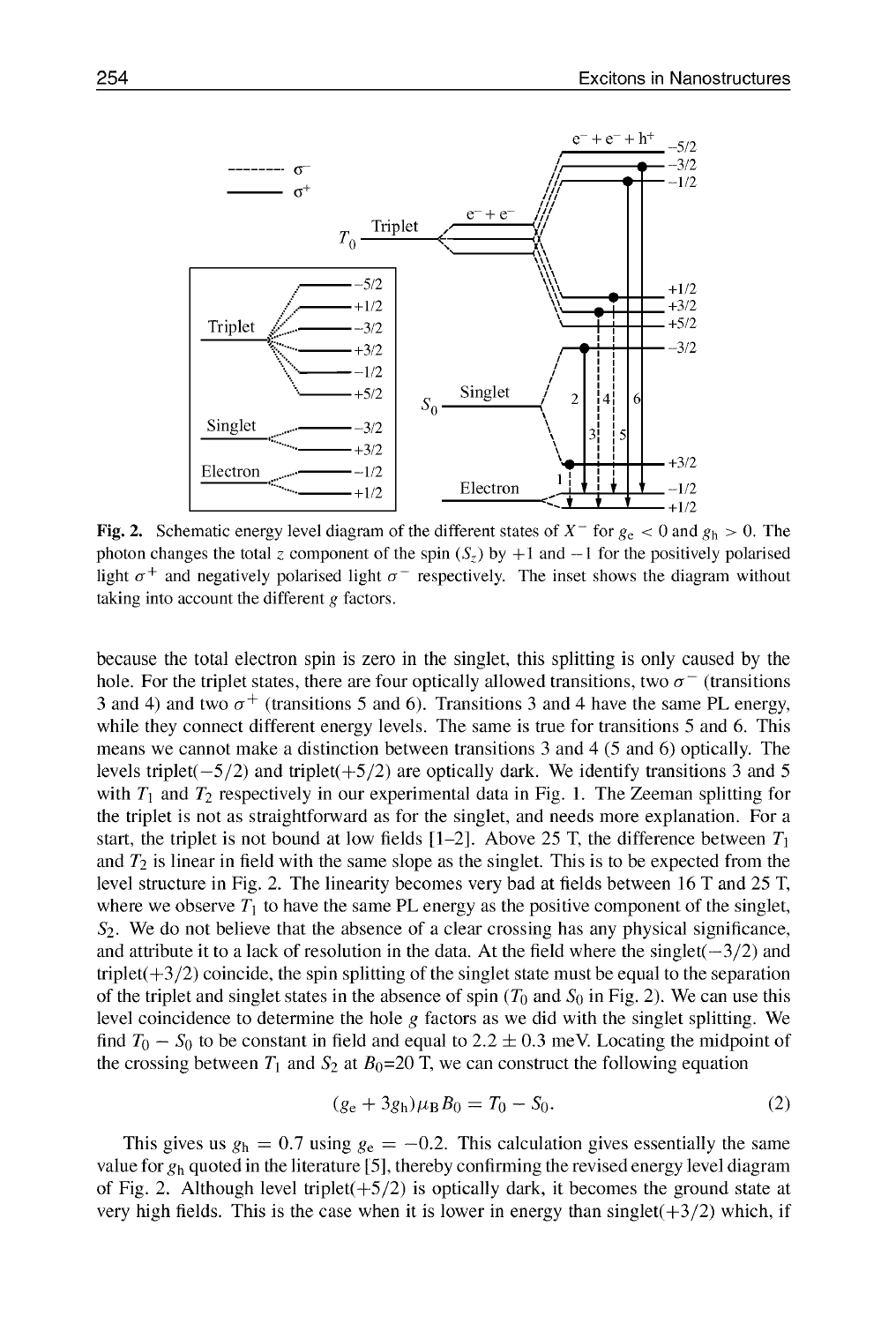$\sigma^-$

$\sigma^+$

$T_0$ Triplet

$e^- + e^-$

$e^- + e^- + h^+$

−5/2
−3/2
−1/2

+1/2
+3/2
+5/2

−3/2

$S_0$ Singlet

2 4 6

3 5

1

Electron

+3/2
−1/2
+1/2

Triplet: −5/2, +1/2, −3/2, +3/2, −1/2, +5/2

Singlet: −3/2, +3/2

Electron: −1/2, +1/2

**Fig. 2.** Schematic energy level diagram of the different states of $X^-$ for $g_e < 0$ and $g_h > 0$. The photon changes the total $z$ component of the spin ($S_z$) by $+1$ and $-1$ for the positively polarised light $\sigma^+$ and negatively polarised light $\sigma^-$ respectively. The inset shows the diagram without taking into account the different $g$ factors.

because the total electron spin is zero in the singlet, this splitting is only caused by the hole. For the triplet states, there are four optically allowed transitions, two $\sigma^-$ (transitions 3 and 4) and two $\sigma^+$ (transitions 5 and 6). Transitions 3 and 4 have the same PL energy, while they connect different energy levels. The same is true for transitions 5 and 6. This means we cannot make a distinction between transitions 3 and 4 (5 and 6) optically. The levels triplet($-5/2$) and triplet($+5/2$) are optically dark. We identify transitions 3 and 5 with $T_1$ and $T_2$ respectively in our experimental data in Fig. 1. The Zeeman splitting for the triplet is not as straightforward as for the singlet, and needs more explanation. For a start, the triplet is not bound at low fields [1–2]. Above 25 T, the difference between $T_1$ and $T_2$ is linear in field with the same slope as the singlet. This is to be expected from the level structure in Fig. 2. The linearity becomes very bad at fields between 16 T and 25 T, where we observe $T_1$ to have the same PL energy as the positive component of the singlet, $S_2$. We do not believe that the absence of a clear crossing has any physical significance, and attribute it to a lack of resolution in the data. At the field where the singlet($-3/2$) and triplet($+3/2$) coincide, the spin splitting of the singlet state must be equal to the separation of the triplet and singlet states in the absence of spin ($T_0$ and $S_0$ in Fig. 2). We can use this level coincidence to determine the hole $g$ factors as we did with the singlet splitting. We find $T_0 - S_0$ to be constant in field and equal to $2.2 \pm 0.3$ meV. Locating the midpoint of the crossing between $T_1$ and $S_2$ at $B_0$=20 T, we can construct the following equation

$$(g_e + 3g_h)\mu_B B_0 = T_0 - S_0. \tag{2}$$

This gives us $g_h = 0.7$ using $g_e = -0.2$. This calculation gives essentially the same value for $g_h$ quoted in the literature [5], thereby confirming the revised energy level diagram of Fig. 2. Although level triplet($+5/2$) is optically dark, it becomes the ground state at very high fields. This is the case when it is lower in energy than singlet($+3/2$) which, if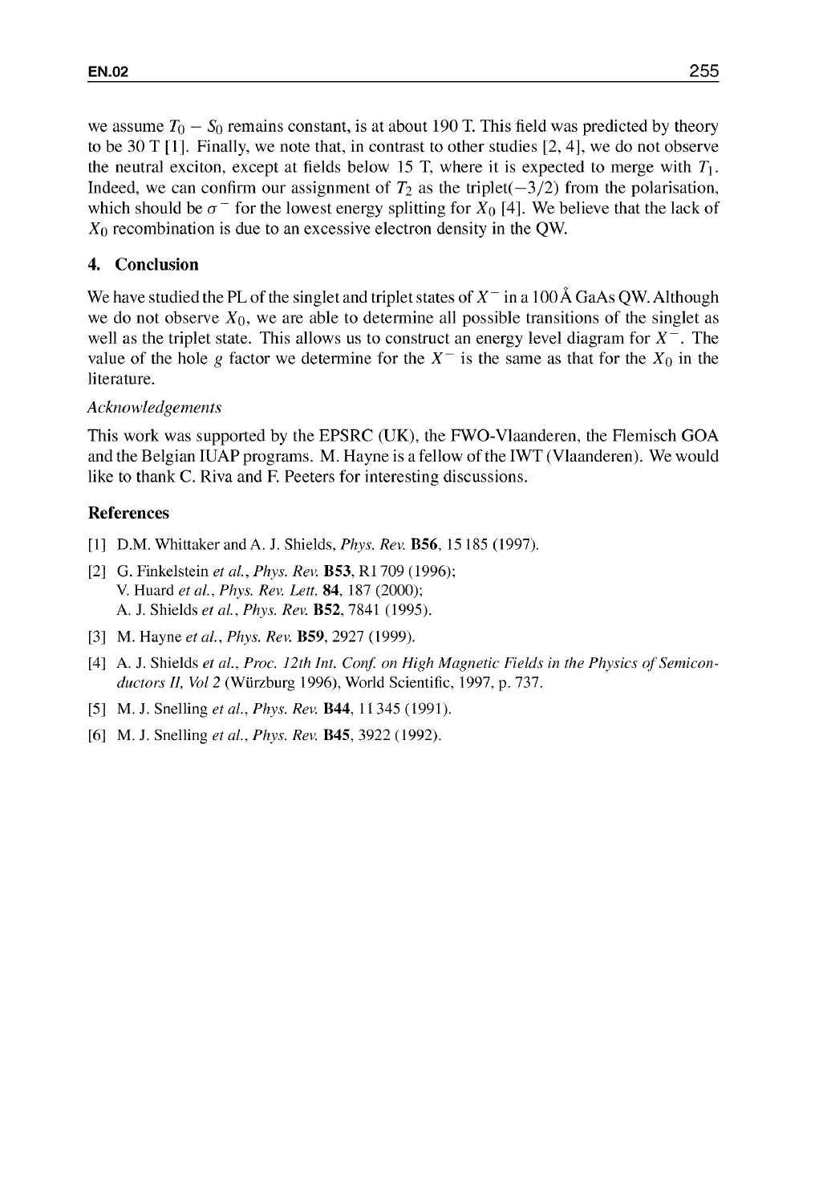we assume $T_0 - S_0$ remains constant, is at about 190 T. This field was predicted by theory to be 30 T [1]. Finally, we note that, in contrast to other studies [2, 4], we do not observe the neutral exciton, except at fields below 15 T, where it is expected to merge with $T_1$. Indeed, we can confirm our assignment of $T_2$ as the triplet($-3/2$) from the polarisation, which should be $\sigma^-$ for the lowest energy splitting for $X_0$ [4]. We believe that the lack of $X_0$ recombination is due to an excessive electron density in the QW.

## 4. Conclusion

We have studied the PL of the singlet and triplet states of $X^-$ in a 100 Å GaAs QW. Although we do not observe $X_0$, we are able to determine all possible transitions of the singlet as well as the triplet state. This allows us to construct an energy level diagram for $X^-$. The value of the hole $g$ factor we determine for the $X^-$ is the same as that for the $X_0$ in the literature.

*Acknowledgements*

This work was supported by the EPSRC (UK), the FWO-Vlaanderen, the Flemisch GOA and the Belgian IUAP programs. M. Hayne is a fellow of the IWT (Vlaanderen). We would like to thank C. Riva and F. Peeters for interesting discussions.

## References

[1] D.M. Whittaker and A. J. Shields, *Phys. Rev.* **B56**, 15 185 (1997).

[2] G. Finkelstein *et al.*, *Phys. Rev.* **B53**, R1 709 (1996);
V. Huard *et al.*, *Phys. Rev. Lett.* **84**, 187 (2000);
A. J. Shields *et al.*, *Phys. Rev.* **B52**, 7841 (1995).

[3] M. Hayne *et al.*, *Phys. Rev.* **B59**, 2927 (1999).

[4] A. J. Shields *et al.*, *Proc. 12th Int. Conf. on High Magnetic Fields in the Physics of Semiconductors II, Vol 2* (Würzburg 1996), World Scientific, 1997, p. 737.

[5] M. J. Snelling *et al.*, *Phys. Rev.* **B44**, 11 345 (1991).

[6] M. J. Snelling *et al.*, *Phys. Rev.* **B45**, 3922 (1992).